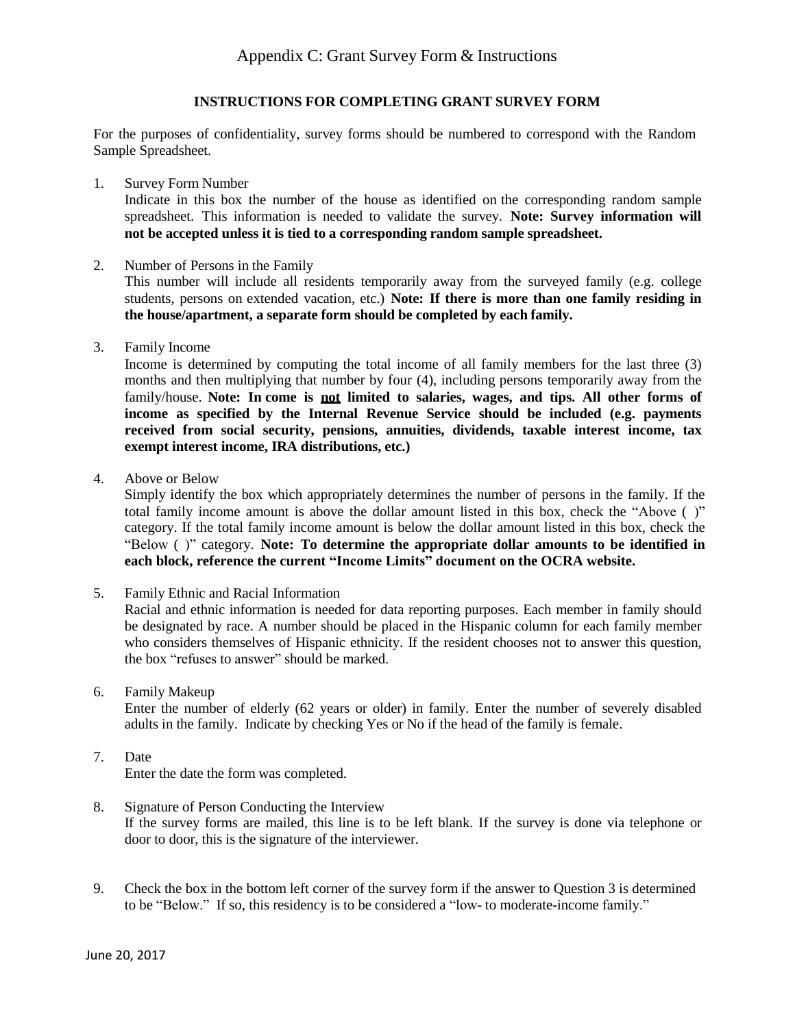# Appendix C: Grant Survey Form & Instructions

## INSTRUCTIONS FOR COMPLETING GRANT SURVEY FORM

For the purposes of confidentiality, survey forms should be numbered to correspond with the Random Sample Spreadsheet.

1. Survey Form Number
   Indicate in this box the number of the house as identified on the corresponding random sample spreadsheet. This information is needed to validate the survey. **Note: Survey information will not be accepted unless it is tied to a corresponding random sample spreadsheet.**

2. Number of Persons in the Family
   This number will include all residents temporarily away from the surveyed family (e.g. college students, persons on extended vacation, etc.) **Note: If there is more than one family residing in the house/apartment, a separate form should be completed by each family.**

3. Family Income
   Income is determined by computing the total income of all family members for the last three (3) months and then multiplying that number by four (4), including persons temporarily away from the family/house. **Note: In come is <u>not</u> limited to salaries, wages, and tips. All other forms of income as specified by the Internal Revenue Service should be included (e.g. payments received from social security, pensions, annuities, dividends, taxable interest income, tax exempt interest income, IRA distributions, etc.)**

4. Above or Below
   Simply identify the box which appropriately determines the number of persons in the family. If the total family income amount is above the dollar amount listed in this box, check the "Above ( )" category. If the total family income amount is below the dollar amount listed in this box, check the "Below ( )" category. **Note: To determine the appropriate dollar amounts to be identified in each block, reference the current "Income Limits" document on the OCRA website.**

5. Family Ethnic and Racial Information
   Racial and ethnic information is needed for data reporting purposes. Each member in family should be designated by race. A number should be placed in the Hispanic column for each family member who considers themselves of Hispanic ethnicity. If the resident chooses not to answer this question, the box "refuses to answer" should be marked.

6. Family Makeup
   Enter the number of elderly (62 years or older) in family. Enter the number of severely disabled adults in the family. Indicate by checking Yes or No if the head of the family is female.

7. Date
   Enter the date the form was completed.

8. Signature of Person Conducting the Interview
   If the survey forms are mailed, this line is to be left blank. If the survey is done via telephone or door to door, this is the signature of the interviewer.

9. Check the box in the bottom left corner of the survey form if the answer to Question 3 is determined to be "Below." If so, this residency is to be considered a "low- to moderate-income family."

June 20, 2017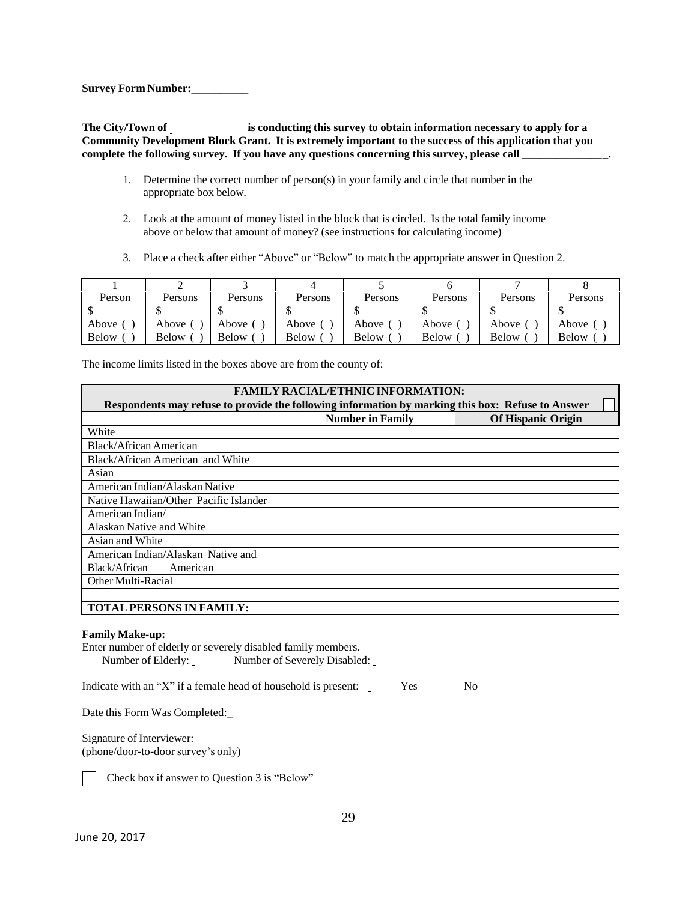**Survey Form Number:__________**

**The City/Town of _ is conducting this survey to obtain information necessary to apply for a Community Development Block Grant. It is extremely important to the success of this application that you complete the following survey. If you have any questions concerning this survey, please call _______________.**

1. Determine the correct number of person(s) in your family and circle that number in the appropriate box below.
2. Look at the amount of money listed in the block that is circled. Is the total family income above or below that amount of money? (see instructions for calculating income)
3. Place a check after either "Above" or "Below" to match the appropriate answer in Question 2.

| 1 | 2 | 3 | 4 | 5 | 6 | 7 | 8 |
|---|---|---|---|---|---|---|---|
| Person | Persons | Persons | Persons | Persons | Persons | Persons | Persons |
| $ | $ | $ | $ | $ | $ | $ | $ |
| Above ( ) | Above ( ) | Above ( ) | Above ( ) | Above ( ) | Above ( ) | Above ( ) | Above ( ) |
| Below ( ) | Below ( ) | Below ( ) | Below ( ) | Below ( ) | Below ( ) | Below ( ) | Below ( ) |

The income limits listed in the boxes above are from the county of: _

| FAMILY RACIAL/ETHNIC INFORMATION: | |
|---|---|
| Respondents may refuse to provide the following information by marking this box: Refuse to Answer ☐ | |
| Number in Family | Of Hispanic Origin |
| White | |
| Black/African American | |
| Black/African American and White | |
| Asian | |
| American Indian/Alaskan Native | |
| Native Hawaiian/Other Pacific Islander | |
| American Indian/ Alaskan Native and White | |
| Asian and White | |
| American Indian/Alaskan Native and Black/African American | |
| Other Multi-Racial | |
| | |
| **TOTAL PERSONS IN FAMILY:** | |

**Family Make-up:**

Enter number of elderly or severely disabled family members.

Number of Elderly: _ Number of Severely Disabled: _

Indicate with an "X" if a female head of household is present: _ Yes No

Date this Form Was Completed: _

Signature of Interviewer: _
(phone/door-to-door survey's only)

☐ Check box if answer to Question 3 is "Below"

June 20, 2017